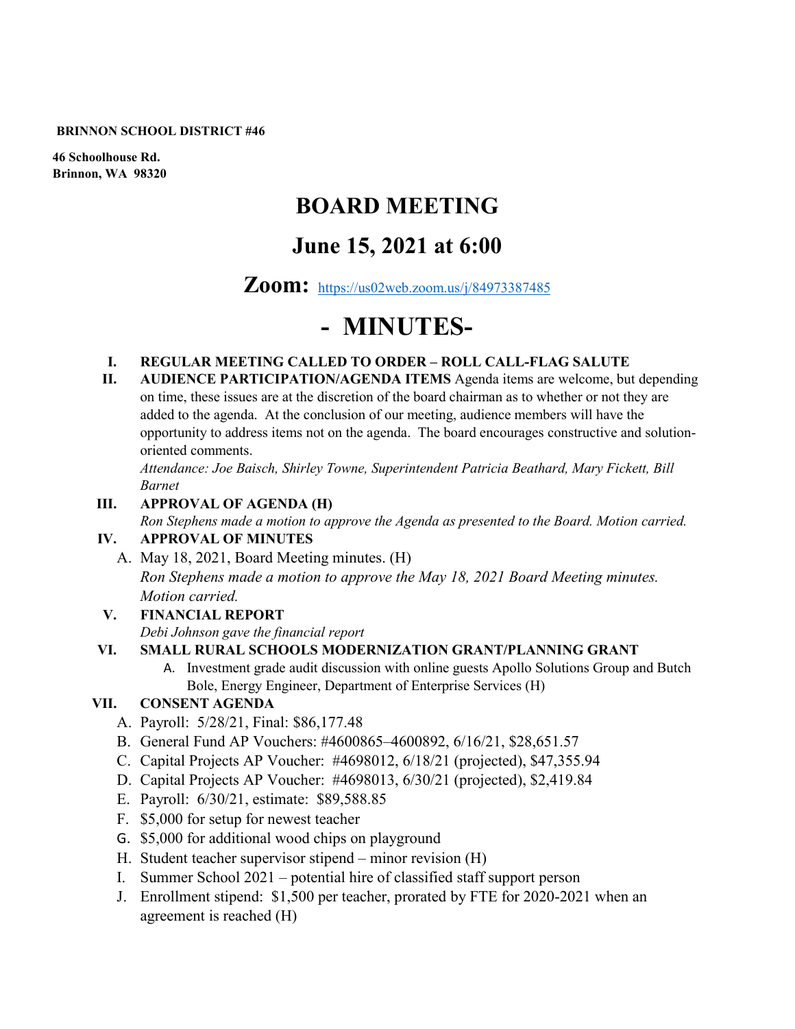**BRINNON SCHOOL DISTRICT #46**

**46 Schoolhouse Rd.**
**Brinnon, WA 98320**

# BOARD MEETING

## June 15, 2021 at 6:00

## Zoom: https://us02web.zoom.us/j/84973387485

# - MINUTES-

**I. REGULAR MEETING CALLED TO ORDER – ROLL CALL-FLAG SALUTE**

**II. AUDIENCE PARTICIPATION/AGENDA ITEMS** Agenda items are welcome, but depending on time, these issues are at the discretion of the board chairman as to whether or not they are added to the agenda. At the conclusion of our meeting, audience members will have the opportunity to address items not on the agenda. The board encourages constructive and solution-oriented comments.

*Attendance: Joe Baisch, Shirley Towne, Superintendent Patricia Beathard, Mary Fickett, Bill Barnet*

**III. APPROVAL OF AGENDA (H)**

*Ron Stephens made a motion to approve the Agenda as presented to the Board. Motion carried.*

**IV. APPROVAL OF MINUTES**

A. May 18, 2021, Board Meeting minutes. (H)
*Ron Stephens made a motion to approve the May 18, 2021 Board Meeting minutes. Motion carried.*

**V. FINANCIAL REPORT**

*Debi Johnson gave the financial report*

**VI. SMALL RURAL SCHOOLS MODERNIZATION GRANT/PLANNING GRANT**

A. Investment grade audit discussion with online guests Apollo Solutions Group and Butch Bole, Energy Engineer, Department of Enterprise Services (H)

**VII. CONSENT AGENDA**

A. Payroll: 5/28/21, Final: $86,177.48
B. General Fund AP Vouchers: #4600865–4600892, 6/16/21, $28,651.57
C. Capital Projects AP Voucher: #4698012, 6/18/21 (projected), $47,355.94
D. Capital Projects AP Voucher: #4698013, 6/30/21 (projected), $2,419.84
E. Payroll: 6/30/21, estimate: $89,588.85
F. $5,000 for setup for newest teacher
G. $5,000 for additional wood chips on playground
H. Student teacher supervisor stipend – minor revision (H)
I. Summer School 2021 – potential hire of classified staff support person
J. Enrollment stipend: $1,500 per teacher, prorated by FTE for 2020-2021 when an agreement is reached (H)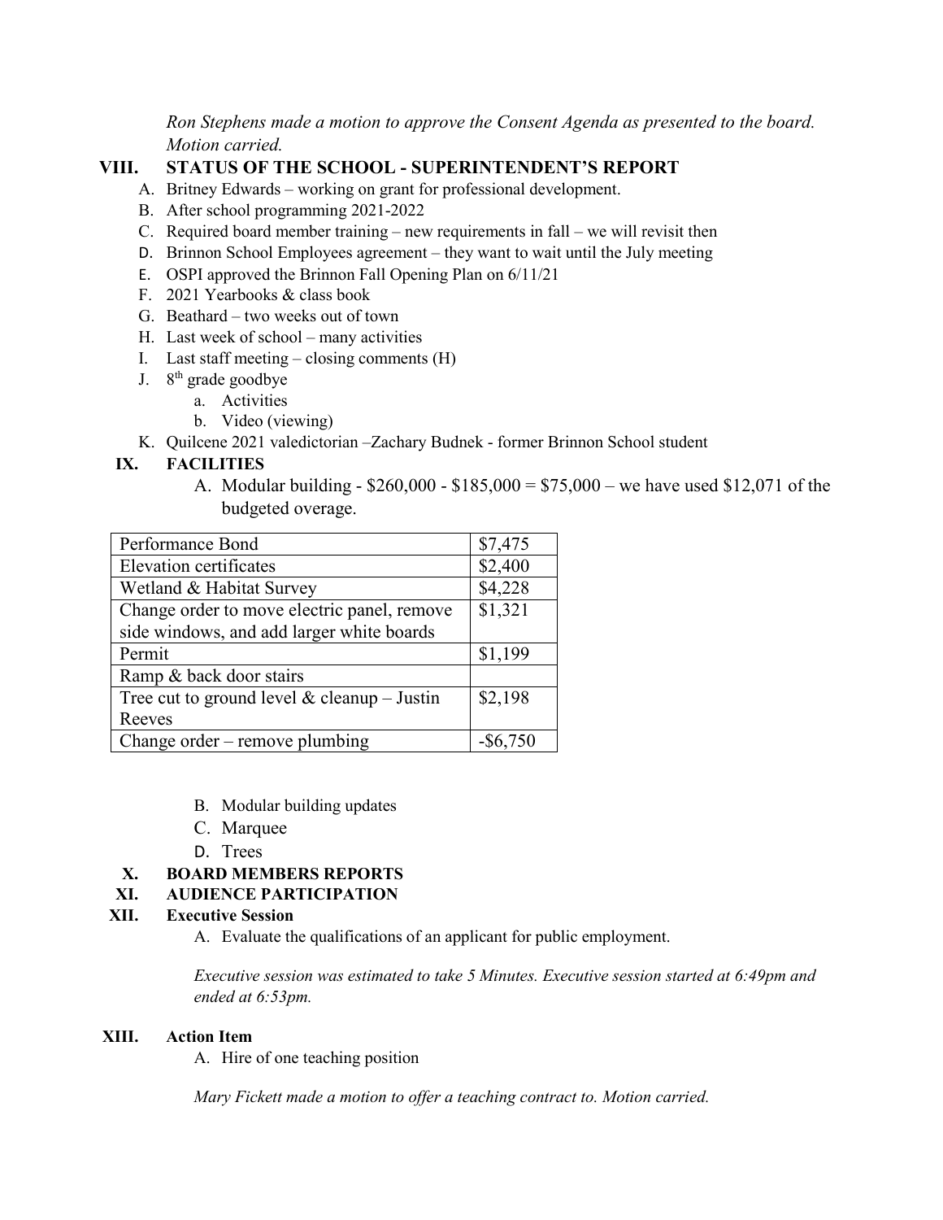*Ron Stephens made a motion to approve the Consent Agenda as presented to the board. Motion carried.*

## VIII. STATUS OF THE SCHOOL - SUPERINTENDENT'S REPORT

A. Britney Edwards – working on grant for professional development.
B. After school programming 2021-2022
C. Required board member training – new requirements in fall – we will revisit then
D. Brinnon School Employees agreement – they want to wait until the July meeting
E. OSPI approved the Brinnon Fall Opening Plan on 6/11/21
F. 2021 Yearbooks & class book
G. Beathard – two weeks out of town
H. Last week of school – many activities
I. Last staff meeting – closing comments (H)
J. 8th grade goodbye
   a. Activities
   b. Video (viewing)
K. Quilcene 2021 valedictorian –Zachary Budnek - former Brinnon School student

## IX. FACILITIES

A. Modular building - $260,000 - $185,000 = $75,000 – we have used $12,071 of the budgeted overage.

| Item | Amount |
|---|---|
| Performance Bond | $7,475 |
| Elevation certificates | $2,400 |
| Wetland & Habitat Survey | $4,228 |
| Change order to move electric panel, remove side windows, and add larger white boards | $1,321 |
| Permit | $1,199 |
| Ramp & back door stairs | |
| Tree cut to ground level & cleanup – Justin Reeves | $2,198 |
| Change order – remove plumbing | -$6,750 |

B. Modular building updates
C. Marquee
D. Trees

## X. BOARD MEMBERS REPORTS

## XI. AUDIENCE PARTICIPATION

## XII. Executive Session

A. Evaluate the qualifications of an applicant for public employment.

*Executive session was estimated to take 5 Minutes. Executive session started at 6:49pm and ended at 6:53pm.*

## XIII. Action Item

A. Hire of one teaching position

*Mary Fickett made a motion to offer a teaching contract to. Motion carried.*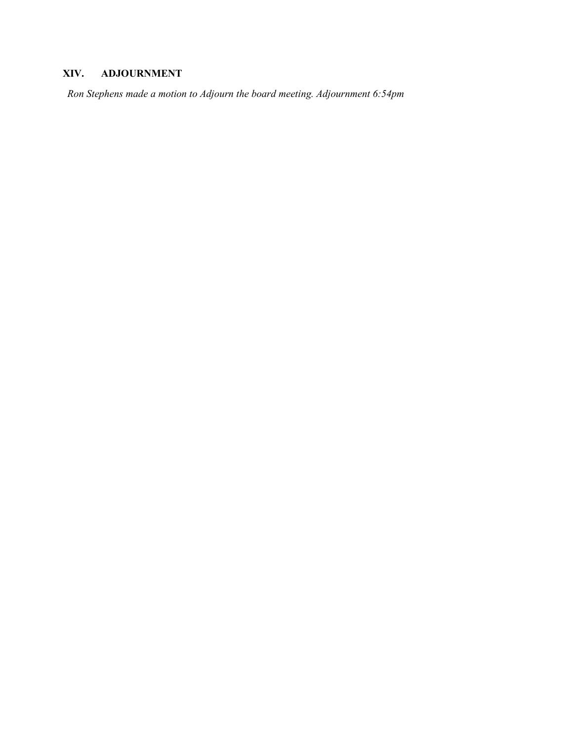## XIV. ADJOURNMENT

*Ron Stephens made a motion to Adjourn the board meeting. Adjournment 6:54pm*